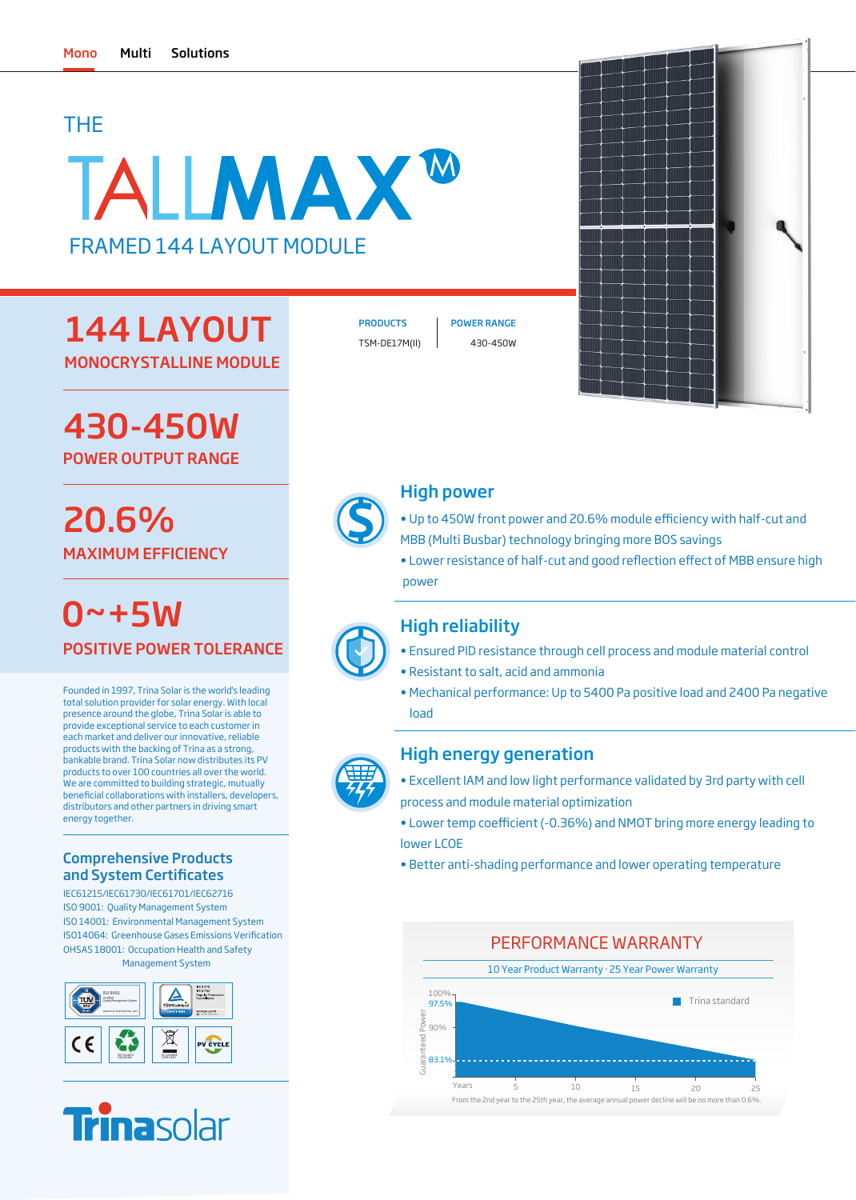Mono Multi Solutions

# THE TALLMAX M

## FRAMED 144 LAYOUT MODULE

| PRODUCTS | POWER RANGE |
| --- | --- |
| TSM-DE17M(II) | 430-450W |

## 144 LAYOUT

MONOCRYSTALLINE MODULE

## 430-450W

POWER OUTPUT RANGE

## 20.6%

MAXIMUM EFFICIENCY

## 0~+5W

POSITIVE POWER TOLERANCE

Founded in 1997, Trina Solar is the world's leading total solution provider for solar energy. With local presence around the globe, Trina Solar is able to provide exceptional service to each customer in each market and deliver our innovative, reliable products with the backing of Trina as a strong, bankable brand. Trina Solar now distributes its PV products to over 100 countries all over the world. We are committed to building strategic, mutually beneficial collaborations with installers, developers, distributors and other partners in driving smart energy together.

### Comprehensive Products and System Certificates

IEC61215/IEC61730/IEC61701/IEC62716
ISO 9001: Quality Management System
ISO 14001: Environmental Management System
ISO14064: Greenhouse Gases Emissions Verification
OHSAS 18001: Occupation Health and Safety Management System

### High power

- Up to 450W front power and 20.6% module efficiency with half-cut and MBB (Multi Busbar) technology bringing more BOS savings
- Lower resistance of half-cut and good reflection effect of MBB ensure high power

### High reliability

- Ensured PID resistance through cell process and module material control
- Resistant to salt, acid and ammonia
- Mechanical performance: Up to 5400 Pa positive load and 2400 Pa negative load

### High energy generation

- Excellent IAM and low light performance validated by 3rd party with cell process and module material optimization
- Lower temp coefficient (-0.36%) and NMOT bring more energy leading to lower LCOE
- Better anti-shading performance and lower operating temperature

### PERFORMANCE WARRANTY

10 Year Product Warranty · 25 Year Power Warranty

Guaranteed Power: 100%, 97.5%, 90%, 83.1%

Trina standard

Years: 5, 10, 15, 20, 25

From the 2nd year to the 25th year, the average annual power decline will be no more than 0.6%.

Trinasolar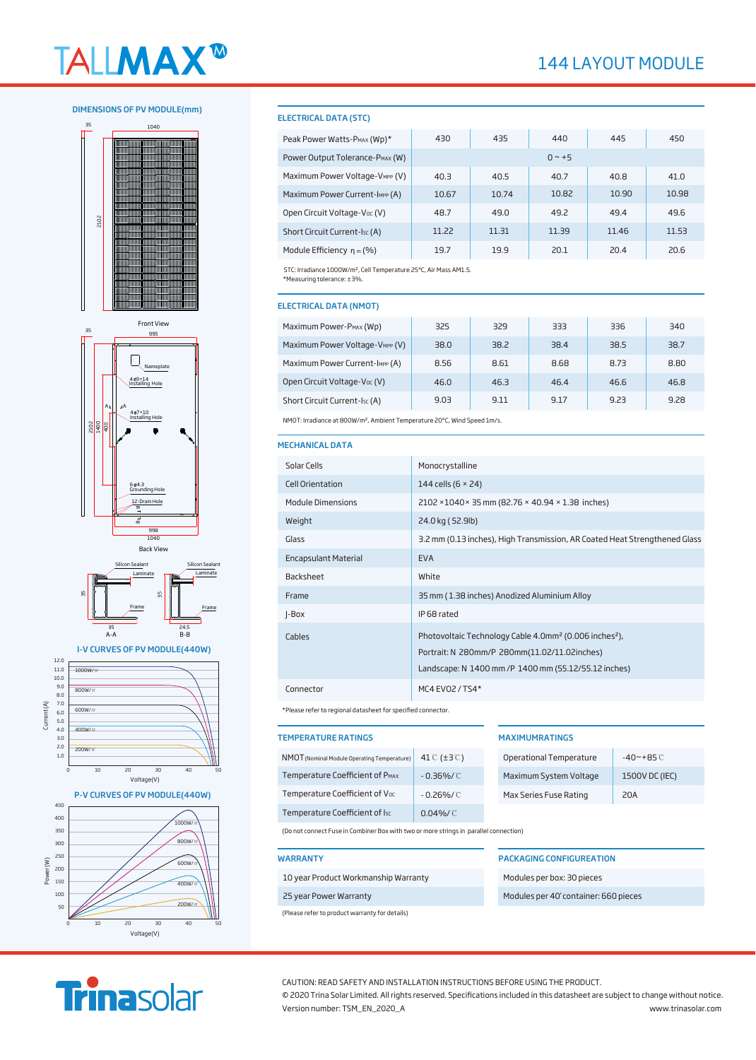# TALLMAX™

## 144 LAYOUT MODULE

### DIMENSIONS OF PV MODULE(mm)

35
1040
2102

Front View

35
995

Nameplate
4-φ9×14 Installing Hole
A A
4-φ7×10 Installing Hole
2102
1400
400
6-φ4.3 Grounding Hole
12-Drain Hole
998
1040

Back View

Silicon Sealant
Laminate
Frame
35
35
A-A

Silicon Sealant
Laminate
Frame
35
24.5
B-B

### I-V CURVES OF PV MODULE(440W)

Current(A)
12.0
11.0
10.0
9.0
8.0
7.0
6.0
5.0
4.0
3.0
2.0
1.0
1000W/㎡
800W/㎡
600W/㎡
400W/㎡
200W/㎡
0 10 20 30 40 50
Voltage(V)

### P-V CURVES OF PV MODULE(440W)

Power(W)
450
400
350
300
250
200
150
100
50
1000W/㎡
800W/㎡
600W/㎡
400W/㎡
200W/㎡
0 10 20 30 40 50
Voltage(V)

### ELECTRICAL DATA (STC)

| | | | | | |
|---|---|---|---|---|---|
| Peak Power Watts-$P_{MAX}$ (Wp)* | 430 | 435 | 440 | 445 | 450 |
| Power Output Tolerance-$P_{MAX}$ (W) | 0 ~ +5 | | | | |
| Maximum Power Voltage-$V_{MPP}$ (V) | 40.3 | 40.5 | 40.7 | 40.8 | 41.0 |
| Maximum Power Current-$I_{MPP}$ (A) | 10.67 | 10.74 | 10.82 | 10.90 | 10.98 |
| Open Circuit Voltage-$V_{OC}$ (V) | 48.7 | 49.0 | 49.2 | 49.4 | 49.6 |
| Short Circuit Current-$I_{SC}$ (A) | 11.22 | 11.31 | 11.39 | 11.46 | 11.53 |
| Module Efficiency $\eta_m$ (%) | 19.7 | 19.9 | 20.1 | 20.4 | 20.6 |

STC: Irradiance 1000W/m², Cell Temperature 25°C, Air Mass AM1.5.
*Measuring tolerance: ±3%.

### ELECTRICAL DATA (NMOT)

| | | | | | |
|---|---|---|---|---|---|
| Maximum Power-$P_{MAX}$ (Wp) | 325 | 329 | 333 | 336 | 340 |
| Maximum Power Voltage-$V_{MPP}$ (V) | 38.0 | 38.2 | 38.4 | 38.5 | 38.7 |
| Maximum Power Current-$I_{MPP}$ (A) | 8.56 | 8.61 | 8.68 | 8.73 | 8.80 |
| Open Circuit Voltage-$V_{OC}$ (V) | 46.0 | 46.3 | 46.4 | 46.6 | 46.8 |
| Short Circuit Current-$I_{SC}$ (A) | 9.03 | 9.11 | 9.17 | 9.23 | 9.28 |

NMOT: Irradiance at 800W/m², Ambient Temperature 20°C, Wind Speed 1m/s.

### MECHANICAL DATA

| | |
|---|---|
| Solar Cells | Monocrystalline |
| Cell Orientation | 144 cells (6 × 24) |
| Module Dimensions | 2102 ×1040× 35 mm (82.76 × 40.94 × 1.38 inches) |
| Weight | 24.0 kg ( 52.9lb) |
| Glass | 3.2 mm (0.13 inches), High Transmission, AR Coated Heat Strengthened Glass |
| Encapsulant Material | EVA |
| Backsheet | White |
| Frame | 35 mm ( 1.38 inches) Anodized Aluminium Alloy |
| J-Box | IP 68 rated |
| Cables | Photovoltaic Technology Cable 4.0mm² (0.006 inches²), Portrait: N 280mm/P 280mm(11.02/11.02inches) Landscape: N 1400 mm /P 1400 mm (55.12/55.12 inches) |
| Connector | MC4 EVO2 / TS4* |

*Please refer to regional datasheet for specified connector.

### TEMPERATURE RATINGS

| | |
|---|---|
| NMOT (Nominal Module Operating Temperature) | 41 °C (±3 °C) |
| Temperature Coefficient of $P_{MAX}$ | - 0.36%/ °C |
| Temperature Coefficient of $V_{OC}$ | - 0.26%/ °C |
| Temperature Coefficient of $I_{SC}$ | 0.04%/ °C |

### MAXIMUMRATINGS

| | |
|---|---|
| Operational Temperature | -40~+85 °C |
| Maximum System Voltage | 1500V DC (IEC) |
| Max Series Fuse Rating | 20A |

(Do not connect Fuse in Combiner Box with two or more strings in parallel connection)

### WARRANTY

10 year Product Workmanship Warranty

25 year Power Warranty

(Please refer to product warranty for details)

### PACKAGING CONFIGUREATION

Modules per box: 30 pieces

Modules per 40' container: 660 pieces

Trinasolar

CAUTION: READ SAFETY AND INSTALLATION INSTRUCTIONS BEFORE USING THE PRODUCT.
© 2020 Trina Solar Limited. All rights reserved. Specifications included in this datasheet are subject to change without notice.
Version number: TSM_EN_2020_A

www.trinasolar.com